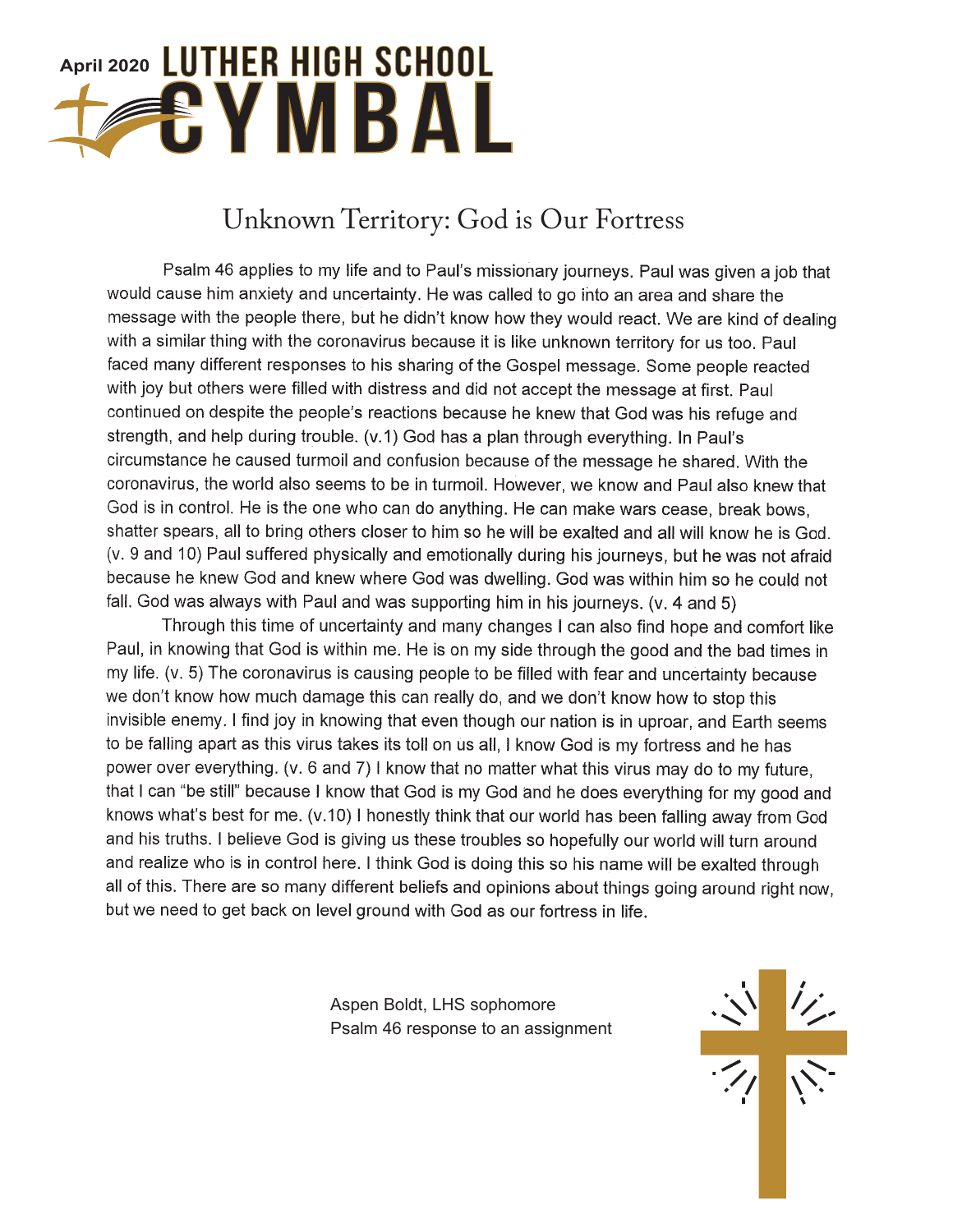April 2020 **LUTHER HIGH SCHOOL CYMBAL**

# Unknown Territory: God is Our Fortress

Psalm 46 applies to my life and to Paul's missionary journeys. Paul was given a job that would cause him anxiety and uncertainty. He was called to go into an area and share the message with the people there, but he didn't know how they would react. We are kind of dealing with a similar thing with the coronavirus because it is like unknown territory for us too. Paul faced many different responses to his sharing of the Gospel message. Some people reacted with joy but others were filled with distress and did not accept the message at first. Paul continued on despite the people's reactions because he knew that God was his refuge and strength, and help during trouble. (v.1) God has a plan through everything. In Paul's circumstance he caused turmoil and confusion because of the message he shared. With the coronavirus, the world also seems to be in turmoil. However, we know and Paul also knew that God is in control. He is the one who can do anything. He can make wars cease, break bows, shatter spears, all to bring others closer to him so he will be exalted and all will know he is God. (v. 9 and 10) Paul suffered physically and emotionally during his journeys, but he was not afraid because he knew God and knew where God was dwelling. God was within him so he could not fall. God was always with Paul and was supporting him in his journeys. (v. 4 and 5)

Through this time of uncertainty and many changes I can also find hope and comfort like Paul, in knowing that God is within me. He is on my side through the good and the bad times in my life. (v. 5) The coronavirus is causing people to be filled with fear and uncertainty because we don't know how much damage this can really do, and we don't know how to stop this invisible enemy. I find joy in knowing that even though our nation is in uproar, and Earth seems to be falling apart as this virus takes its toll on us all, I know God is my fortress and he has power over everything. (v. 6 and 7) I know that no matter what this virus may do to my future, that I can "be still" because I know that God is my God and he does everything for my good and knows what's best for me. (v.10) I honestly think that our world has been falling away from God and his truths. I believe God is giving us these troubles so hopefully our world will turn around and realize who is in control here. I think God is doing this so his name will be exalted through all of this. There are so many different beliefs and opinions about things going around right now, but we need to get back on level ground with God as our fortress in life.

Aspen Boldt, LHS sophomore
Psalm 46 response to an assignment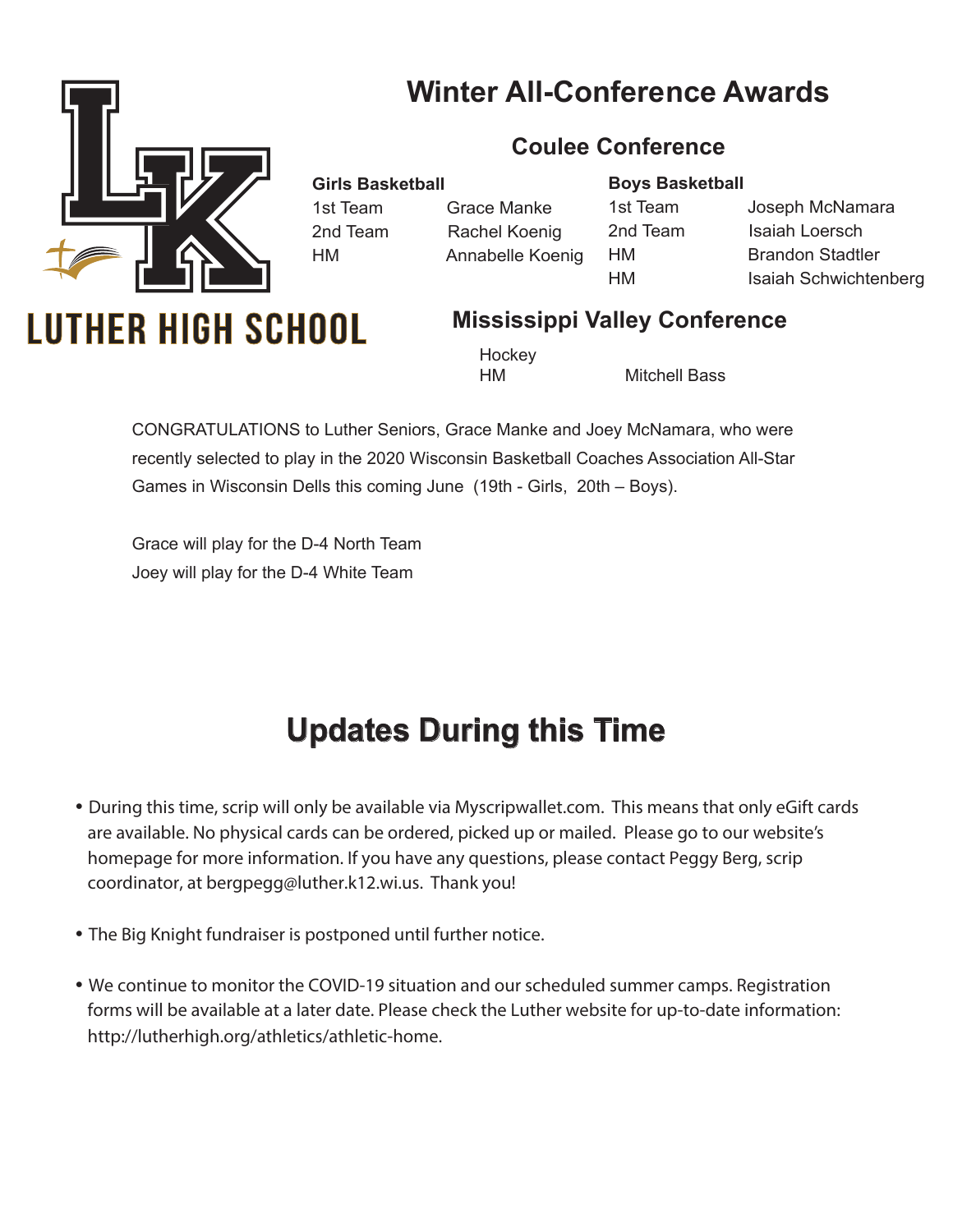LUTHER HIGH SCHOOL

# Winter All-Conference Awards

## Coulee Conference

**Girls Basketball**

| | |
|---|---|
| 1st Team | Grace Manke |
| 2nd Team | Rachel Koenig |
| HM | Annabelle Koenig |

**Boys Basketball**

| | |
|---|---|
| 1st Team | Joseph McNamara |
| 2nd Team | Isaiah Loersch |
| HM | Brandon Stadtler |
| HM | Isaiah Schwichtenberg |

## Mississippi Valley Conference

Hockey

| | |
|---|---|
| HM | Mitchell Bass |

CONGRATULATIONS to Luther Seniors, Grace Manke and Joey McNamara, who were recently selected to play in the 2020 Wisconsin Basketball Coaches Association All-Star Games in Wisconsin Dells this coming June (19th - Girls, 20th – Boys).

Grace will play for the D-4 North Team
Joey will play for the D-4 White Team

# Updates During this Time

- During this time, scrip will only be available via Myscripwallet.com. This means that only eGift cards are available. No physical cards can be ordered, picked up or mailed. Please go to our website's homepage for more information. If you have any questions, please contact Peggy Berg, scrip coordinator, at bergpegg@luther.k12.wi.us. Thank you!

- The Big Knight fundraiser is postponed until further notice.

- We continue to monitor the COVID-19 situation and our scheduled summer camps. Registration forms will be available at a later date. Please check the Luther website for up-to-date information: http://lutherhigh.org/athletics/athletic-home.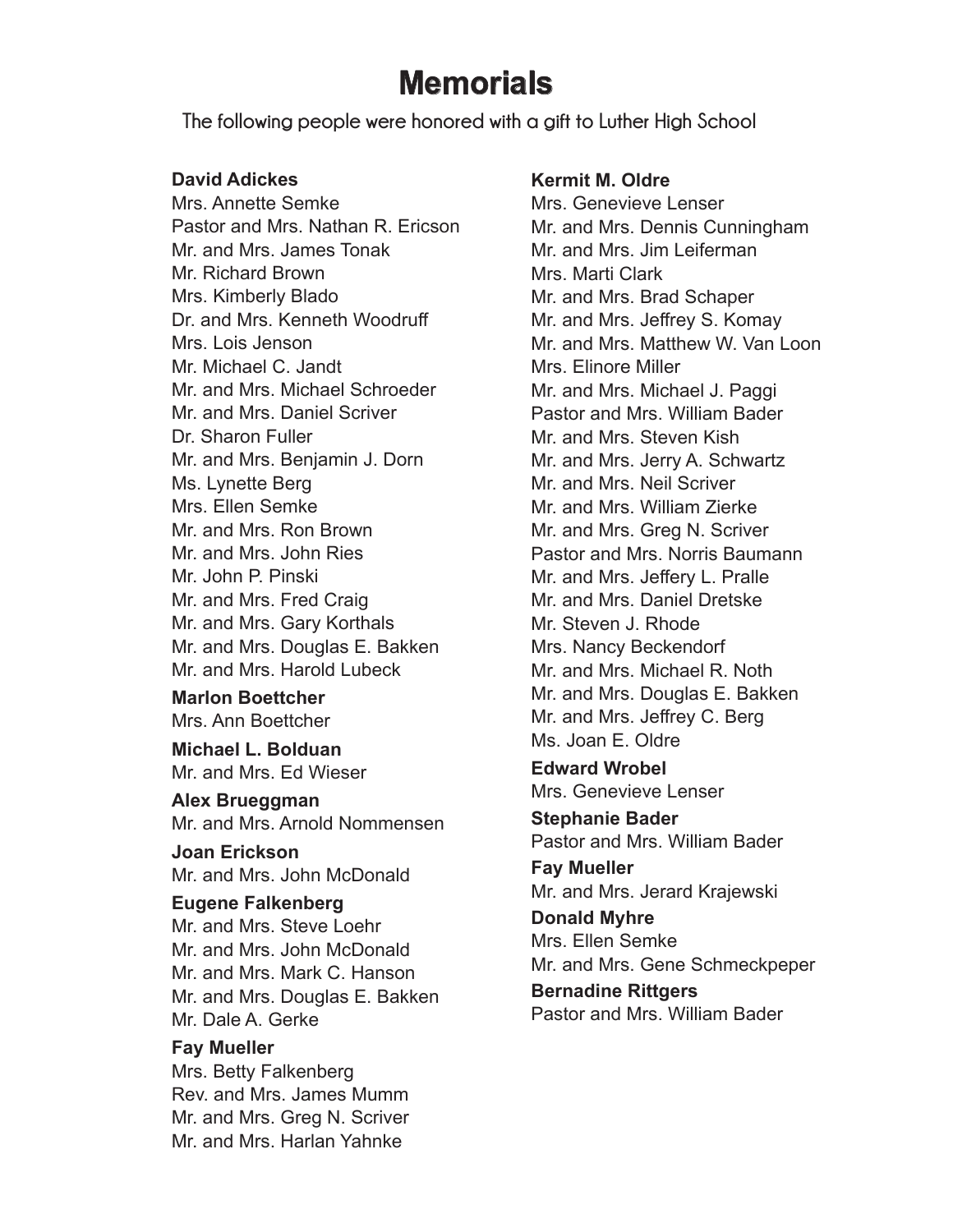# Memorials

The following people were honored with a gift to Luther High School

**David Adickes**
Mrs. Annette Semke
Pastor and Mrs. Nathan R. Ericson
Mr. and Mrs. James Tonak
Mr. Richard Brown
Mrs. Kimberly Blado
Dr. and Mrs. Kenneth Woodruff
Mrs. Lois Jenson
Mr. Michael C. Jandt
Mr. and Mrs. Michael Schroeder
Mr. and Mrs. Daniel Scriver
Dr. Sharon Fuller
Mr. and Mrs. Benjamin J. Dorn
Ms. Lynette Berg
Mrs. Ellen Semke
Mr. and Mrs. Ron Brown
Mr. and Mrs. John Ries
Mr. John P. Pinski
Mr. and Mrs. Fred Craig
Mr. and Mrs. Gary Korthals
Mr. and Mrs. Douglas E. Bakken
Mr. and Mrs. Harold Lubeck

**Marlon Boettcher**
Mrs. Ann Boettcher

**Michael L. Bolduan**
Mr. and Mrs. Ed Wieser

**Alex Brueggman**
Mr. and Mrs. Arnold Nommensen

**Joan Erickson**
Mr. and Mrs. John McDonald

**Eugene Falkenberg**
Mr. and Mrs. Steve Loehr
Mr. and Mrs. John McDonald
Mr. and Mrs. Mark C. Hanson
Mr. and Mrs. Douglas E. Bakken
Mr. Dale A. Gerke

**Fay Mueller**
Mrs. Betty Falkenberg
Rev. and Mrs. James Mumm
Mr. and Mrs. Greg N. Scriver
Mr. and Mrs. Harlan Yahnke

**Kermit M. Oldre**
Mrs. Genevieve Lenser
Mr. and Mrs. Dennis Cunningham
Mr. and Mrs. Jim Leiferman
Mrs. Marti Clark
Mr. and Mrs. Brad Schaper
Mr. and Mrs. Jeffrey S. Komay
Mr. and Mrs. Matthew W. Van Loon
Mrs. Elinore Miller
Mr. and Mrs. Michael J. Paggi
Pastor and Mrs. William Bader
Mr. and Mrs. Steven Kish
Mr. and Mrs. Jerry A. Schwartz
Mr. and Mrs. Neil Scriver
Mr. and Mrs. William Zierke
Mr. and Mrs. Greg N. Scriver
Pastor and Mrs. Norris Baumann
Mr. and Mrs. Jeffery L. Pralle
Mr. and Mrs. Daniel Dretske
Mr. Steven J. Rhode
Mrs. Nancy Beckendorf
Mr. and Mrs. Michael R. Noth
Mr. and Mrs. Douglas E. Bakken
Mr. and Mrs. Jeffrey C. Berg
Ms. Joan E. Oldre

**Edward Wrobel**
Mrs. Genevieve Lenser

**Stephanie Bader**
Pastor and Mrs. William Bader

**Fay Mueller**
Mr. and Mrs. Jerard Krajewski

**Donald Myhre**
Mrs. Ellen Semke
Mr. and Mrs. Gene Schmeckpeper

**Bernadine Rittgers**
Pastor and Mrs. William Bader